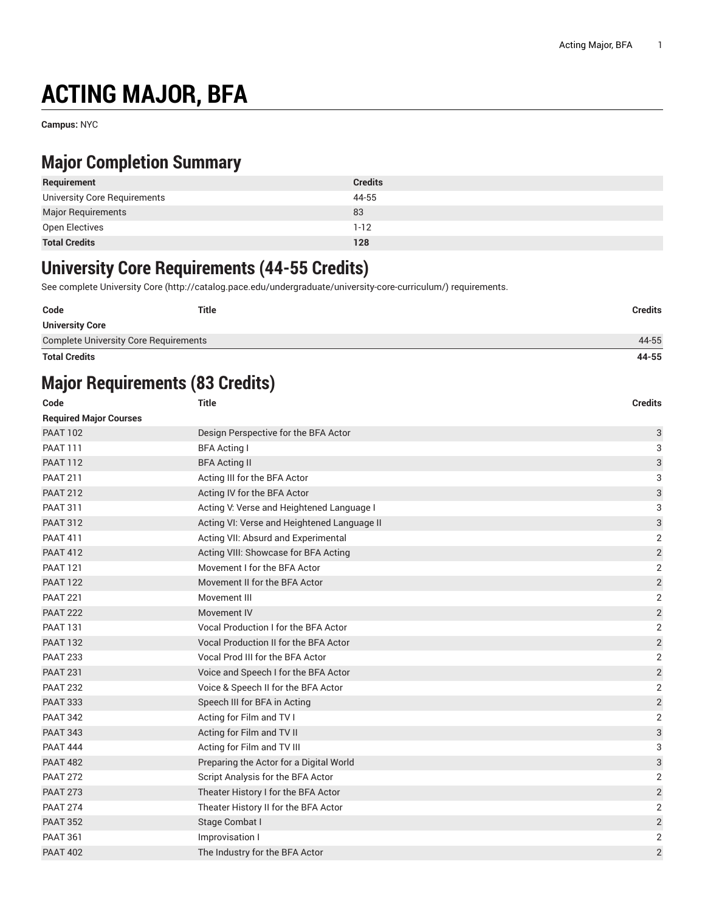# ACTING MAJOR, BFA

**Campus:** NYC

## Major Completion Summary

| Requirement | Credits |
|---|---|
| University Core Requirements | 44-55 |
| Major Requirements | 83 |
| Open Electives | 1-12 |
| **Total Credits** | **128** |

## University Core Requirements (44-55 Credits)

See complete University Core (http://catalog.pace.edu/undergraduate/university-core-curriculum/) requirements.

| Code | Title | Credits |
|---|---|---|
| **University Core** | | |
| Complete University Core Requirements | | 44-55 |
| **Total Credits** | | **44-55** |

## Major Requirements (83 Credits)

| Code | Title | Credits |
|---|---|---|
| **Required Major Courses** | | |
| PAAT 102 | Design Perspective for the BFA Actor | 3 |
| PAAT 111 | BFA Acting I | 3 |
| PAAT 112 | BFA Acting II | 3 |
| PAAT 211 | Acting III for the BFA Actor | 3 |
| PAAT 212 | Acting IV for the BFA Actor | 3 |
| PAAT 311 | Acting V: Verse and Heightened Language I | 3 |
| PAAT 312 | Acting VI: Verse and Heightened Language II | 3 |
| PAAT 411 | Acting VII: Absurd and Experimental | 2 |
| PAAT 412 | Acting VIII: Showcase for BFA Acting | 2 |
| PAAT 121 | Movement I for the BFA Actor | 2 |
| PAAT 122 | Movement II for the BFA Actor | 2 |
| PAAT 221 | Movement III | 2 |
| PAAT 222 | Movement IV | 2 |
| PAAT 131 | Vocal Production I for the BFA Actor | 2 |
| PAAT 132 | Vocal Production II for the BFA Actor | 2 |
| PAAT 233 | Vocal Prod III for the BFA Actor | 2 |
| PAAT 231 | Voice and Speech I for the BFA Actor | 2 |
| PAAT 232 | Voice & Speech II for the BFA Actor | 2 |
| PAAT 333 | Speech III for BFA in Acting | 2 |
| PAAT 342 | Acting for Film and TV I | 2 |
| PAAT 343 | Acting for Film and TV II | 3 |
| PAAT 444 | Acting for Film and TV III | 3 |
| PAAT 482 | Preparing the Actor for a Digital World | 3 |
| PAAT 272 | Script Analysis for the BFA Actor | 2 |
| PAAT 273 | Theater History I for the BFA Actor | 2 |
| PAAT 274 | Theater History II for the BFA Actor | 2 |
| PAAT 352 | Stage Combat I | 2 |
| PAAT 361 | Improvisation I | 2 |
| PAAT 402 | The Industry for the BFA Actor | 2 |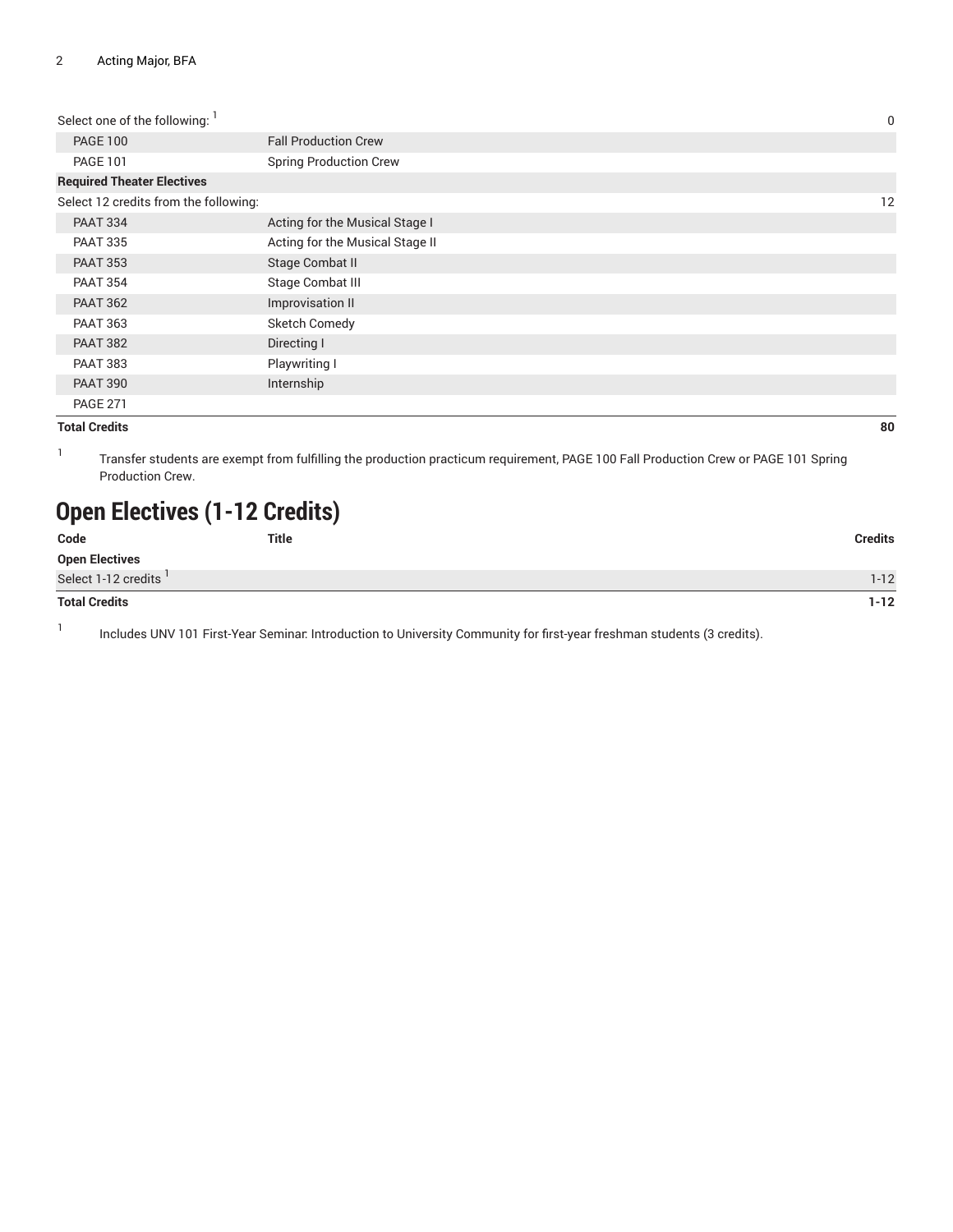| | | |
|---|---|---|
| Select one of the following: [1] | | 0 |
| PAGE 100 | Fall Production Crew | |
| PAGE 101 | Spring Production Crew | |
| **Required Theater Electives** | | |
| Select 12 credits from the following: | | 12 |
| PAAT 334 | Acting for the Musical Stage I | |
| PAAT 335 | Acting for the Musical Stage II | |
| PAAT 353 | Stage Combat II | |
| PAAT 354 | Stage Combat III | |
| PAAT 362 | Improvisation II | |
| PAAT 363 | Sketch Comedy | |
| PAAT 382 | Directing I | |
| PAAT 383 | Playwriting I | |
| PAAT 390 | Internship | |
| PAGE 271 | | |
| **Total Credits** | | **80** |

[1] Transfer students are exempt from fulfilling the production practicum requirement, PAGE 100 Fall Production Crew or PAGE 101 Spring Production Crew.

## Open Electives (1-12 Credits)

| Code | Title | Credits |
|---|---|---|
| **Open Electives** | | |
| Select 1-12 credits [1] | | 1-12 |
| **Total Credits** | | **1-12** |

[1] Includes UNV 101 First-Year Seminar: Introduction to University Community for first-year freshman students (3 credits).